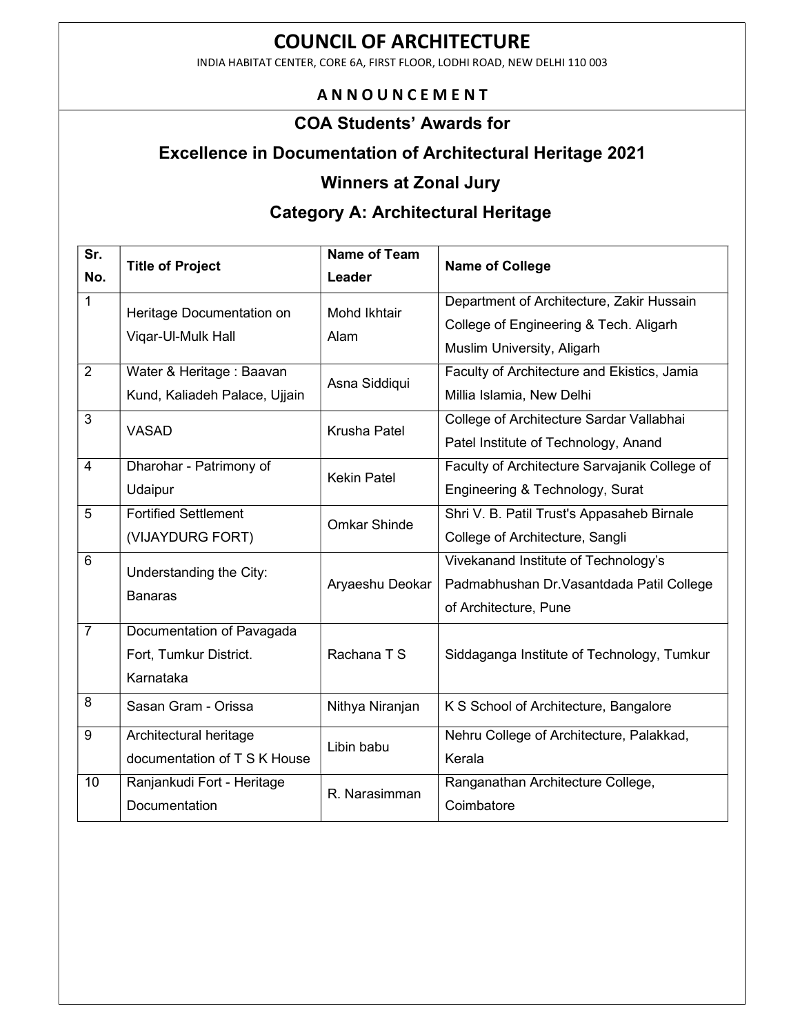# COUNCIL OF ARCHITECTURE

INDIA HABITAT CENTER, CORE 6A, FIRST FLOOR, LODHI ROAD, NEW DELHI 110 003

## A N N O U N C E M E N T

## COA Students' Awards for

## Excellence in Documentation of Architectural Heritage 2021

## Winners at Zonal Jury

## Category A: Architectural Heritage

| Sr. No. | Title of Project | Name of Team Leader | Name of College |
|---|---|---|---|
| 1 | Heritage Documentation on Viqar-Ul-Mulk Hall | Mohd Ikhtair Alam | Department of Architecture, Zakir Hussain College of Engineering & Tech. Aligarh Muslim University, Aligarh |
| 2 | Water & Heritage : Baavan Kund, Kaliadeh Palace, Ujjain | Asna Siddiqui | Faculty of Architecture and Ekistics, Jamia Millia Islamia, New Delhi |
| 3 | VASAD | Krusha Patel | College of Architecture Sardar Vallabhai Patel Institute of Technology, Anand |
| 4 | Dharohar - Patrimony of Udaipur | Kekin Patel | Faculty of Architecture Sarvajanik College of Engineering & Technology, Surat |
| 5 | Fortified Settlement (VIJAYDURG FORT) | Omkar Shinde | Shri V. B. Patil Trust's Appasaheb Birnale College of Architecture, Sangli |
| 6 | Understanding the City: Banaras | Aryaeshu Deokar | Vivekanand Institute of Technology's Padmabhushan Dr.Vasantdada Patil College of Architecture, Pune |
| 7 | Documentation of Pavagada Fort, Tumkur District. Karnataka | Rachana T S | Siddaganga Institute of Technology, Tumkur |
| 8 | Sasan Gram - Orissa | Nithya Niranjan | K S School of Architecture, Bangalore |
| 9 | Architectural heritage documentation of T S K House | Libin babu | Nehru College of Architecture, Palakkad, Kerala |
| 10 | Ranjankudi Fort - Heritage Documentation | R. Narasimman | Ranganathan Architecture College, Coimbatore |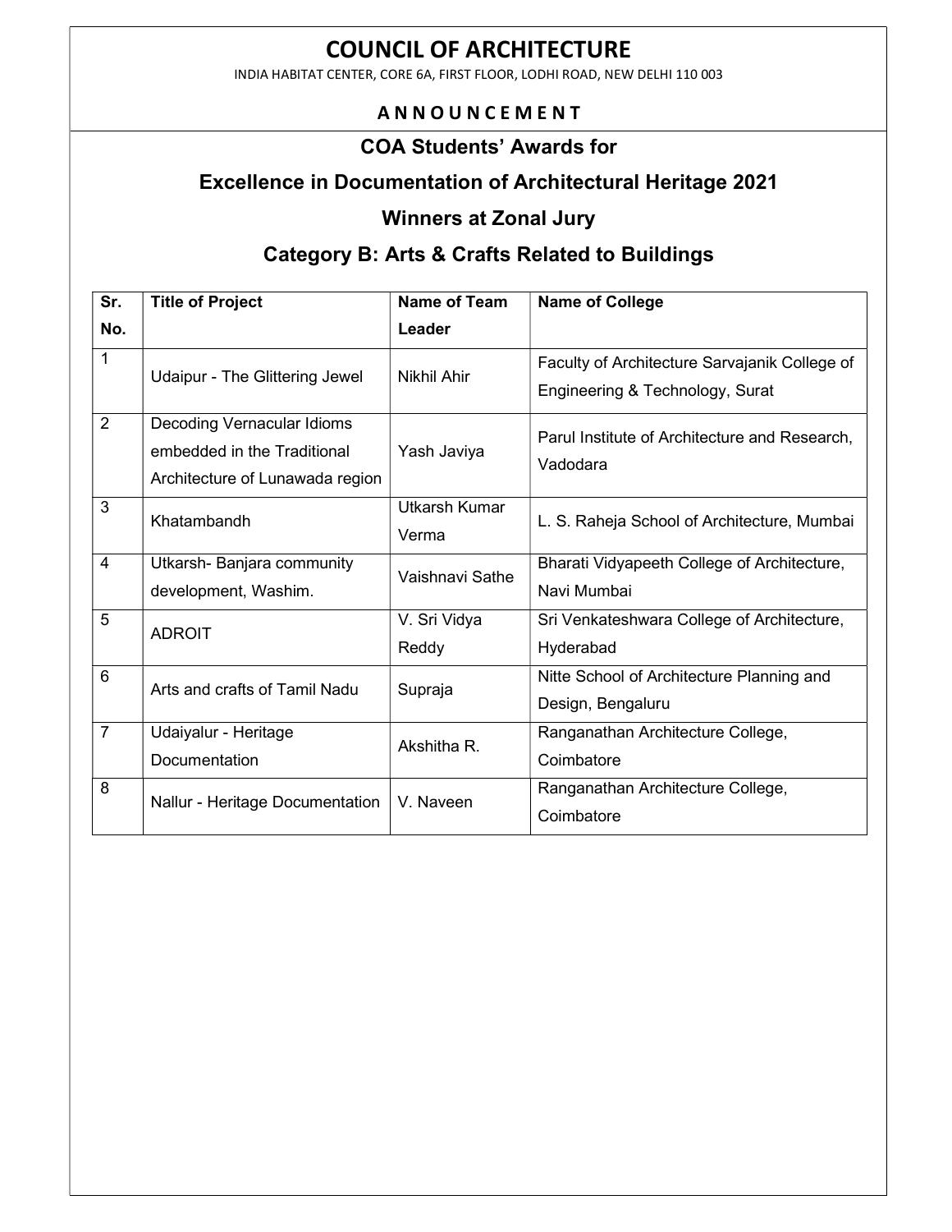# COUNCIL OF ARCHITECTURE

INDIA HABITAT CENTER, CORE 6A, FIRST FLOOR, LODHI ROAD, NEW DELHI 110 003

**A N N O U N C E M E N T**

## COA Students' Awards for

## Excellence in Documentation of Architectural Heritage 2021

## Winners at Zonal Jury

## Category B: Arts & Crafts Related to Buildings

| Sr. No. | Title of Project | Name of Team Leader | Name of College |
|---|---|---|---|
| 1 | Udaipur - The Glittering Jewel | Nikhil Ahir | Faculty of Architecture Sarvajanik College of Engineering & Technology, Surat |
| 2 | Decoding Vernacular Idioms embedded in the Traditional Architecture of Lunawada region | Yash Javiya | Parul Institute of Architecture and Research, Vadodara |
| 3 | Khatambandh | Utkarsh Kumar Verma | L. S. Raheja School of Architecture, Mumbai |
| 4 | Utkarsh- Banjara community development, Washim. | Vaishnavi Sathe | Bharati Vidyapeeth College of Architecture, Navi Mumbai |
| 5 | ADROIT | V. Sri Vidya Reddy | Sri Venkateshwara College of Architecture, Hyderabad |
| 6 | Arts and crafts of Tamil Nadu | Supraja | Nitte School of Architecture Planning and Design, Bengaluru |
| 7 | Udaiyalur - Heritage Documentation | Akshitha R. | Ranganathan Architecture College, Coimbatore |
| 8 | Nallur - Heritage Documentation | V. Naveen | Ranganathan Architecture College, Coimbatore |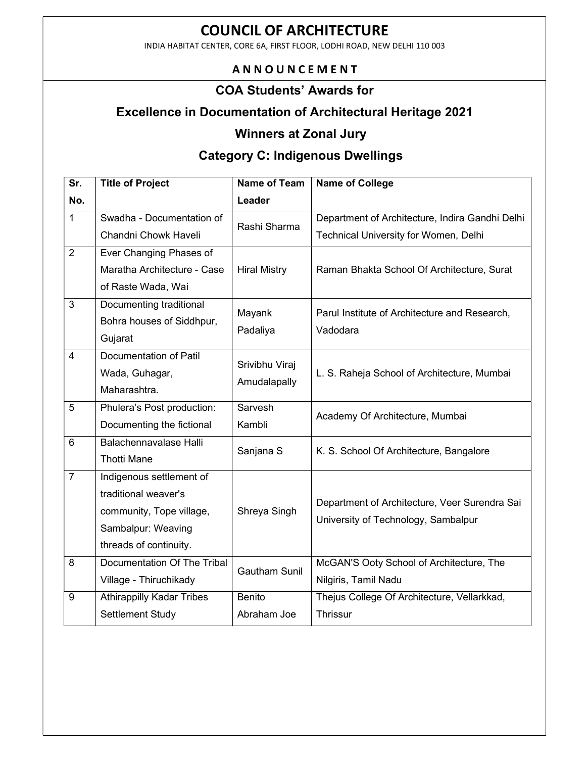# COUNCIL OF ARCHITECTURE

INDIA HABITAT CENTER, CORE 6A, FIRST FLOOR, LODHI ROAD, NEW DELHI 110 003

## A N N O U N C E M E N T

## COA Students' Awards for

## Excellence in Documentation of Architectural Heritage 2021

## Winners at Zonal Jury

## Category C: Indigenous Dwellings

| Sr. No. | Title of Project | Name of Team Leader | Name of College |
|---|---|---|---|
| 1 | Swadha - Documentation of Chandni Chowk Haveli | Rashi Sharma | Department of Architecture, Indira Gandhi Delhi Technical University for Women, Delhi |
| 2 | Ever Changing Phases of Maratha Architecture - Case of Raste Wada, Wai | Hiral Mistry | Raman Bhakta School Of Architecture, Surat |
| 3 | Documenting traditional Bohra houses of Siddhpur, Gujarat | Mayank Padaliya | Parul Institute of Architecture and Research, Vadodara |
| 4 | Documentation of Patil Wada, Guhagar, Maharashtra. | Srivibhu Viraj Amudalapally | L. S. Raheja School of Architecture, Mumbai |
| 5 | Phulera's Post production: Documenting the fictional | Sarvesh Kambli | Academy Of Architecture, Mumbai |
| 6 | Balachennavalase Halli Thotti Mane | Sanjana S | K. S. School Of Architecture, Bangalore |
| 7 | Indigenous settlement of traditional weaver's community, Tope village, Sambalpur: Weaving threads of continuity. | Shreya Singh | Department of Architecture, Veer Surendra Sai University of Technology, Sambalpur |
| 8 | Documentation Of The Tribal Village - Thiruchikady | Gautham Sunil | McGAN'S Ooty School of Architecture, The Nilgiris, Tamil Nadu |
| 9 | Athirappilly Kadar Tribes Settlement Study | Benito Abraham Joe | Thejus College Of Architecture, Vellarkkad, Thrissur |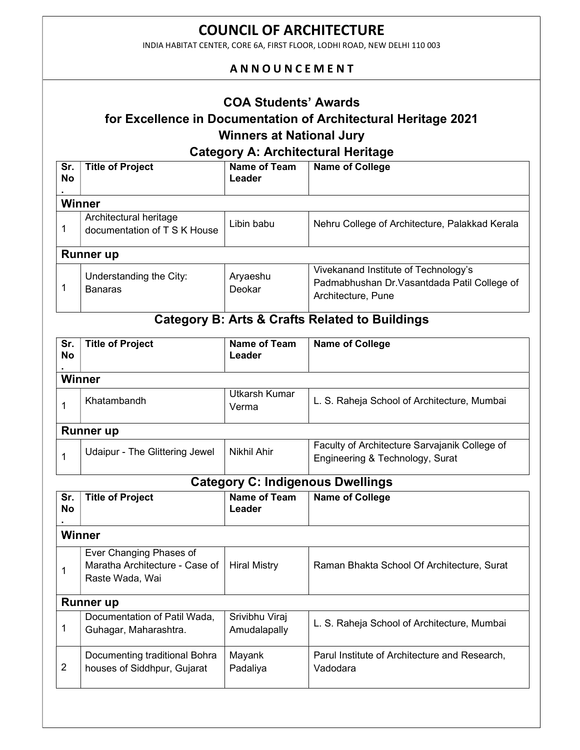# COUNCIL OF ARCHITECTURE

INDIA HABITAT CENTER, CORE 6A, FIRST FLOOR, LODHI ROAD, NEW DELHI 110 003

**A N N O U N C E M E N T**

## COA Students' Awards
## for Excellence in Documentation of Architectural Heritage 2021
## Winners at National Jury

### Category A: Architectural Heritage

| Sr. No. | Title of Project | Name of Team Leader | Name of College |
|---|---|---|---|
| **Winner** | | | |
| 1 | Architectural heritage documentation of T S K House | Libin babu | Nehru College of Architecture, Palakkad Kerala |
| **Runner up** | | | |
| 1 | Understanding the City: Banaras | Aryaeshu Deokar | Vivekanand Institute of Technology's Padmabhushan Dr.Vasantdada Patil College of Architecture, Pune |

### Category B: Arts & Crafts Related to Buildings

| Sr. No. | Title of Project | Name of Team Leader | Name of College |
|---|---|---|---|
| **Winner** | | | |
| 1 | Khatambandh | Utkarsh Kumar Verma | L. S. Raheja School of Architecture, Mumbai |
| **Runner up** | | | |
| 1 | Udaipur - The Glittering Jewel | Nikhil Ahir | Faculty of Architecture Sarvajanik College of Engineering & Technology, Surat |

### Category C: Indigenous Dwellings

| Sr. No. | Title of Project | Name of Team Leader | Name of College |
|---|---|---|---|
| **Winner** | | | |
| 1 | Ever Changing Phases of Maratha Architecture - Case of Raste Wada, Wai | Hiral Mistry | Raman Bhakta School Of Architecture, Surat |
| **Runner up** | | | |
| 1 | Documentation of Patil Wada, Guhagar, Maharashtra. | Srivibhu Viraj Amudalapally | L. S. Raheja School of Architecture, Mumbai |
| 2 | Documenting traditional Bohra houses of Siddhpur, Gujarat | Mayank Padaliya | Parul Institute of Architecture and Research, Vadodara |